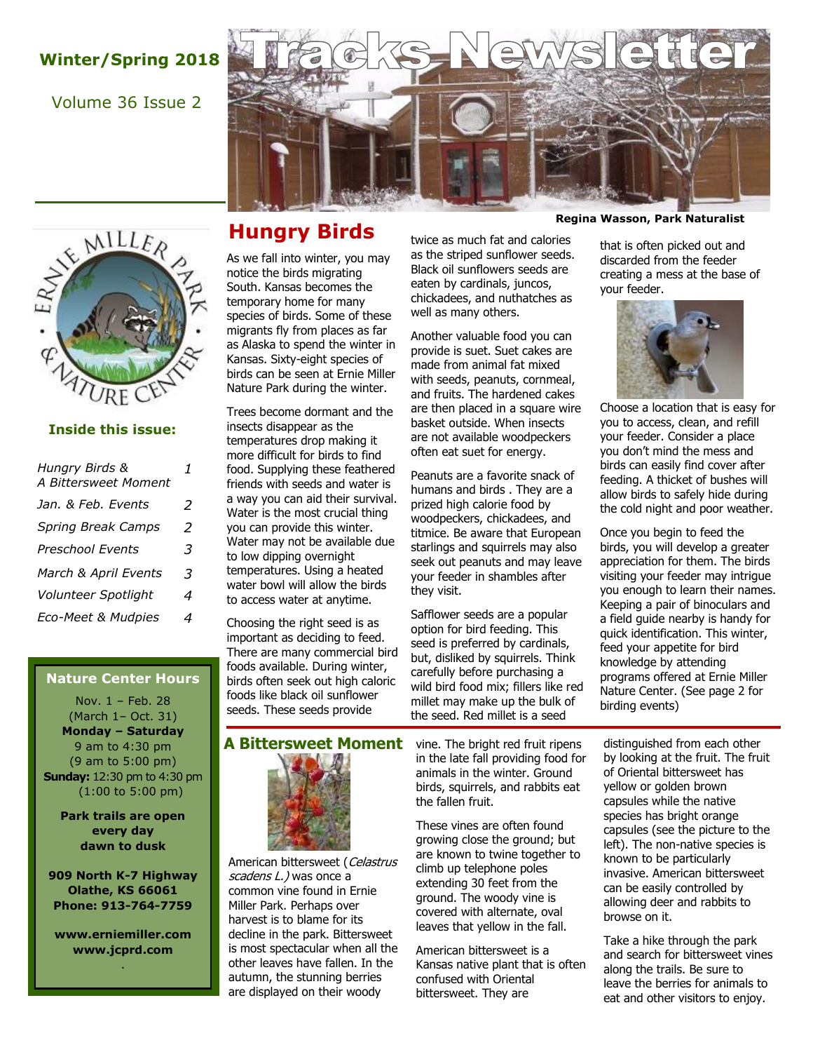# Tracks Newsletter

**Winter/Spring 2018**

Volume 36 Issue 2

**Regina Wasson, Park Naturalist**

### Inside this issue:

| | |
|---|---|
| *Hungry Birds & A Bittersweet Moment* | 1 |
| *Jan. & Feb. Events* | 2 |
| *Spring Break Camps* | 2 |
| *Preschool Events* | 3 |
| *March & April Events* | 3 |
| *Volunteer Spotlight* | 4 |
| *Eco-Meet & Mudpies* | 4 |

### Nature Center Hours

Nov. 1 – Feb. 28
(March 1– Oct. 31)
**Monday – Saturday**
9 am to 4:30 pm
(9 am to 5:00 pm)
**Sunday:** 12:30 pm to 4:30 pm
(1:00 to 5:00 pm)

**Park trails are open every day dawn to dusk**

**909 North K-7 Highway**
**Olathe, KS 66061**
**Phone: 913-764-7759**

**www.erniemiller.com**
**www.jcprd.com**

## Hungry Birds

As we fall into winter, you may notice the birds migrating South. Kansas becomes the temporary home for many species of birds. Some of these migrants fly from places as far as Alaska to spend the winter in Kansas. Sixty-eight species of birds can be seen at Ernie Miller Nature Park during the winter.

Trees become dormant and the insects disappear as the temperatures drop making it more difficult for birds to find food. Supplying these feathered friends with seeds and water is a way you can aid their survival. Water is the most crucial thing you can provide this winter. Water may not be available due to low dipping overnight temperatures. Using a heated water bowl will allow the birds to access water at anytime.

Choosing the right seed is as important as deciding to feed. There are many commercial bird foods available. During winter, birds often seek out high caloric foods like black oil sunflower seeds. These seeds provide twice as much fat and calories as the striped sunflower seeds. Black oil sunflowers seeds are eaten by cardinals, juncos, chickadees, and nuthatches as well as many others.

Another valuable food you can provide is suet. Suet cakes are made from animal fat mixed with seeds, peanuts, cornmeal, and fruits. The hardened cakes are then placed in a square wire basket outside. When insects are not available woodpeckers often eat suet for energy.

Peanuts are a favorite snack of humans and birds . They are a prized high calorie food by woodpeckers, chickadees, and titmice. Be aware that European starlings and squirrels may also seek out peanuts and may leave your feeder in shambles after they visit.

Safflower seeds are a popular option for bird feeding. This seed is preferred by cardinals, but, disliked by squirrels. Think carefully before purchasing a wild bird food mix; fillers like red millet may make up the bulk of the seed. Red millet is a seed that is often picked out and discarded from the feeder creating a mess at the base of your feeder.

Choose a location that is easy for you to access, clean, and refill your feeder. Consider a place you don't mind the mess and birds can easily find cover after feeding. A thicket of bushes will allow birds to safely hide during the cold night and poor weather.

Once you begin to feed the birds, you will develop a greater appreciation for them. The birds visiting your feeder may intrigue you enough to learn their names. Keeping a pair of binoculars and a field guide nearby is handy for quick identification. This winter, feed your appetite for bird knowledge by attending programs offered at Ernie Miller Nature Center. (See page 2 for birding events)

## A Bittersweet Moment

American bittersweet (*Celastrus scadens L.)* was once a common vine found in Ernie Miller Park. Perhaps over harvest is to blame for its decline in the park. Bittersweet is most spectacular when all the other leaves have fallen. In the autumn, the stunning berries are displayed on their woody vine. The bright red fruit ripens in the late fall providing food for animals in the winter. Ground birds, squirrels, and rabbits eat the fallen fruit.

These vines are often found growing close the ground; but are known to twine together to climb up telephone poles extending 30 feet from the ground. The woody vine is covered with alternate, oval leaves that yellow in the fall.

American bittersweet is a Kansas native plant that is often confused with Oriental bittersweet. They are distinguished from each other by looking at the fruit. The fruit of Oriental bittersweet has yellow or golden brown capsules while the native species has bright orange capsules (see the picture to the left). The non-native species is known to be particularly invasive. American bittersweet can be easily controlled by allowing deer and rabbits to browse on it.

Take a hike through the park and search for bittersweet vines along the trails. Be sure to leave the berries for animals to eat and other visitors to enjoy.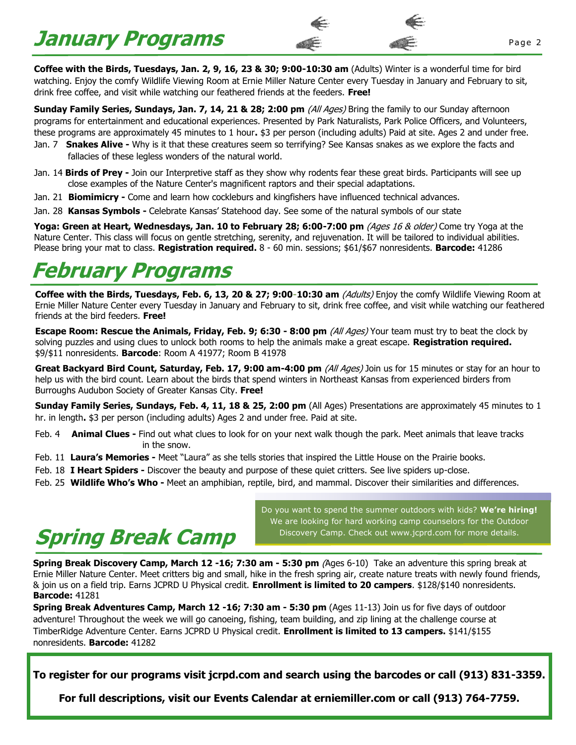# January Programs

**Coffee with the Birds, Tuesdays, Jan. 2, 9, 16, 23 & 30; 9:00-10:30 am** (Adults) Winter is a wonderful time for bird watching. Enjoy the comfy Wildlife Viewing Room at Ernie Miller Nature Center every Tuesday in January and February to sit, drink free coffee, and visit while watching our feathered friends at the feeders. **Free!**

**Sunday Family Series, Sundays, Jan. 7, 14, 21 & 28; 2:00 pm** *(All Ages)* Bring the family to our Sunday afternoon programs for entertainment and educational experiences. Presented by Park Naturalists, Park Police Officers, and Volunteers, these programs are approximately 45 minutes to 1 hour**.** $3 per person (including adults) Paid at site. Ages 2 and under free.

Jan. 7 **Snakes Alive -** Why is it that these creatures seem so terrifying? See Kansas snakes as we explore the facts and fallacies of these legless wonders of the natural world.

Jan. 14 **Birds of Prey -** Join our Interpretive staff as they show why rodents fear these great birds. Participants will see up close examples of the Nature Center's magnificent raptors and their special adaptations.

Jan. 21 **Biomimicry -** Come and learn how cockleburs and kingfishers have influenced technical advances.

Jan. 28 **Kansas Symbols -** Celebrate Kansas' Statehood day. See some of the natural symbols of our state

**Yoga: Green at Heart, Wednesdays, Jan. 10 to February 28; 6:00-7:00 pm** *(Ages 16 & older)* Come try Yoga at the Nature Center. This class will focus on gentle stretching, serenity, and rejuvenation. It will be tailored to individual abilities. Please bring your mat to class. **Registration required.** 8 - 60 min. sessions; $61/$67 nonresidents. **Barcode:** 41286

# February Programs

**Coffee with the Birds, Tuesdays, Feb. 6, 13, 20 & 27; 9:00-10:30 am** *(Adults)* Enjoy the comfy Wildlife Viewing Room at Ernie Miller Nature Center every Tuesday in January and February to sit, drink free coffee, and visit while watching our feathered friends at the bird feeders. **Free!**

**Escape Room: Rescue the Animals, Friday, Feb. 9; 6:30 - 8:00 pm** *(All Ages)* Your team must try to beat the clock by solving puzzles and using clues to unlock both rooms to help the animals make a great escape. **Registration required.** $9/$11 nonresidents. **Barcode**: Room A 41977; Room B 41978

**Great Backyard Bird Count, Saturday, Feb. 17, 9:00 am-4:00 pm** *(All Ages)* Join us for 15 minutes or stay for an hour to help us with the bird count. Learn about the birds that spend winters in Northeast Kansas from experienced birders from Burroughs Audubon Society of Greater Kansas City. **Free!**

**Sunday Family Series, Sundays, Feb. 4, 11, 18 & 25, 2:00 pm** (All Ages) Presentations are approximately 45 minutes to 1 hr. in length**.** $3 per person (including adults) Ages 2 and under free. Paid at site.

Feb. 4 **Animal Clues -** Find out what clues to look for on your next walk though the park. Meet animals that leave tracks in the snow.

Feb. 11 **Laura's Memories -** Meet "Laura" as she tells stories that inspired the Little House on the Prairie books.

Feb. 18 **I Heart Spiders -** Discover the beauty and purpose of these quiet critters. See live spiders up-close.

Feb. 25 **Wildlife Who's Who -** Meet an amphibian, reptile, bird, and mammal. Discover their similarities and differences.

Do you want to spend the summer outdoors with kids? **We're hiring!** We are looking for hard working camp counselors for the Outdoor Discovery Camp. Check out www.jcprd.com for more details.

# Spring Break Camp

**Spring Break Discovery Camp, March 12 -16; 7:30 am - 5:30 pm** *(*Ages 6-10) Take an adventure this spring break at Ernie Miller Nature Center. Meet critters big and small, hike in the fresh spring air, create nature treats with newly found friends, & join us on a field trip. Earns JCPRD U Physical credit. **Enrollment is limited to 20 campers**. $128/$140 nonresidents. **Barcode:** 41281

**Spring Break Adventures Camp, March 12 -16; 7:30 am - 5:30 pm** (Ages 11-13) Join us for five days of outdoor adventure! Throughout the week we will go canoeing, fishing, team building, and zip lining at the challenge course at TimberRidge Adventure Center. Earns JCPRD U Physical credit. **Enrollment is limited to 13 campers.** $141/$155 nonresidents. **Barcode:** 41282

**To register for our programs visit jcrpd.com and search using the barcodes or call (913) 831-3359.**

**For full descriptions, visit our Events Calendar at erniemiller.com or call (913) 764-7759.**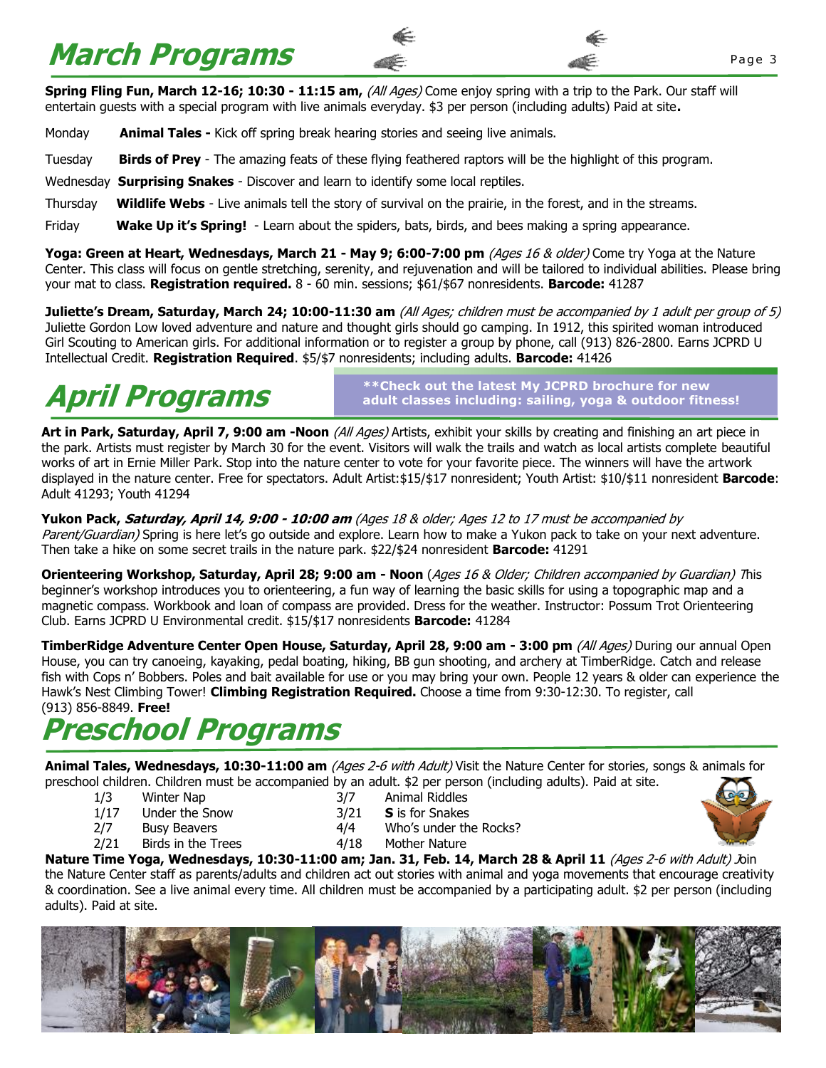# March Programs

**Spring Fling Fun, March 12-16; 10:30 - 11:15 am,** *(All Ages)* Come enjoy spring with a trip to the Park. Our staff will entertain guests with a special program with live animals everyday. $3 per person (including adults) Paid at site**.**

Monday **Animal Tales -** Kick off spring break hearing stories and seeing live animals.

Tuesday **Birds of Prey** - The amazing feats of these flying feathered raptors will be the highlight of this program.

Wednesday **Surprising Snakes** - Discover and learn to identify some local reptiles.

Thursday **Wildlife Webs** - Live animals tell the story of survival on the prairie, in the forest, and in the streams.

Friday **Wake Up it's Spring!** - Learn about the spiders, bats, birds, and bees making a spring appearance.

**Yoga: Green at Heart, Wednesdays, March 21 - May 9; 6:00-7:00 pm** *(Ages 16 & older)* Come try Yoga at the Nature Center. This class will focus on gentle stretching, serenity, and rejuvenation and will be tailored to individual abilities. Please bring your mat to class. **Registration required.** 8 - 60 min. sessions; $61/$67 nonresidents. **Barcode:** 41287

**Juliette's Dream, Saturday, March 24; 10:00-11:30 am** *(All Ages; children must be accompanied by 1 adult per group of 5)* Juliette Gordon Low loved adventure and nature and thought girls should go camping. In 1912, this spirited woman introduced Girl Scouting to American girls. For additional information or to register a group by phone, call (913) 826-2800. Earns JCPRD U Intellectual Credit. **Registration Required**. $5/$7 nonresidents; including adults. **Barcode:** 41426

# April Programs

**\*\*Check out the latest My JCPRD brochure for new adult classes including: sailing, yoga & outdoor fitness!**

**Art in Park, Saturday, April 7, 9:00 am -Noon** *(All Ages)* Artists, exhibit your skills by creating and finishing an art piece in the park. Artists must register by March 30 for the event. Visitors will walk the trails and watch as local artists complete beautiful works of art in Ernie Miller Park. Stop into the nature center to vote for your favorite piece. The winners will have the artwork displayed in the nature center. Free for spectators. Adult Artist:$15/$17 nonresident; Youth Artist: $10/$11 nonresident **Barcode**: Adult 41293; Youth 41294

**Yukon Pack, *Saturday, April 14, 9:00 - 10:00 am*** *(Ages 18 & older; Ages 12 to 17 must be accompanied by Parent/Guardian)* Spring is here let's go outside and explore. Learn how to make a Yukon pack to take on your next adventure. Then take a hike on some secret trails in the nature park. $22/$24 nonresident **Barcode:** 41291

**Orienteering Workshop, Saturday, April 28; 9:00 am - Noon** (*Ages 16 & Older; Children accompanied by Guardian) T*his beginner's workshop introduces you to orienteering, a fun way of learning the basic skills for using a topographic map and a magnetic compass. Workbook and loan of compass are provided. Dress for the weather. Instructor: Possum Trot Orienteering Club. Earns JCPRD U Environmental credit. $15/$17 nonresidents **Barcode:** 41284

**TimberRidge Adventure Center Open House, Saturday, April 28, 9:00 am - 3:00 pm** *(All Ages)* During our annual Open House, you can try canoeing, kayaking, pedal boating, hiking, BB gun shooting, and archery at TimberRidge. Catch and release fish with Cops n' Bobbers. Poles and bait available for use or you may bring your own. People 12 years & older can experience the Hawk's Nest Climbing Tower! **Climbing Registration Required.** Choose a time from 9:30-12:30. To register, call (913) 856-8849. **Free!**

# Preschool Programs

**Animal Tales, Wednesdays, 10:30-11:00 am** *(Ages 2-6 with Adult)* Visit the Nature Center for stories, songs & animals for preschool children. Children must be accompanied by an adult. $2 per person (including adults). Paid at site.

| | | | |
|---|---|---|---|
| 1/3 | Winter Nap | 3/7 | Animal Riddles |
| 1/17 | Under the Snow | 3/21 | **S** is for Snakes |
| 2/7 | Busy Beavers | 4/4 | Who's under the Rocks? |
| 2/21 | Birds in the Trees | 4/18 | Mother Nature |

**Nature Time Yoga, Wednesdays, 10:30-11:00 am; Jan. 31, Feb. 14, March 28 & April 11** *(Ages 2-6 with Adult) J*oin the Nature Center staff as parents/adults and children act out stories with animal and yoga movements that encourage creativity & coordination. See a live animal every time. All children must be accompanied by a participating adult. $2 per person (including adults). Paid at site.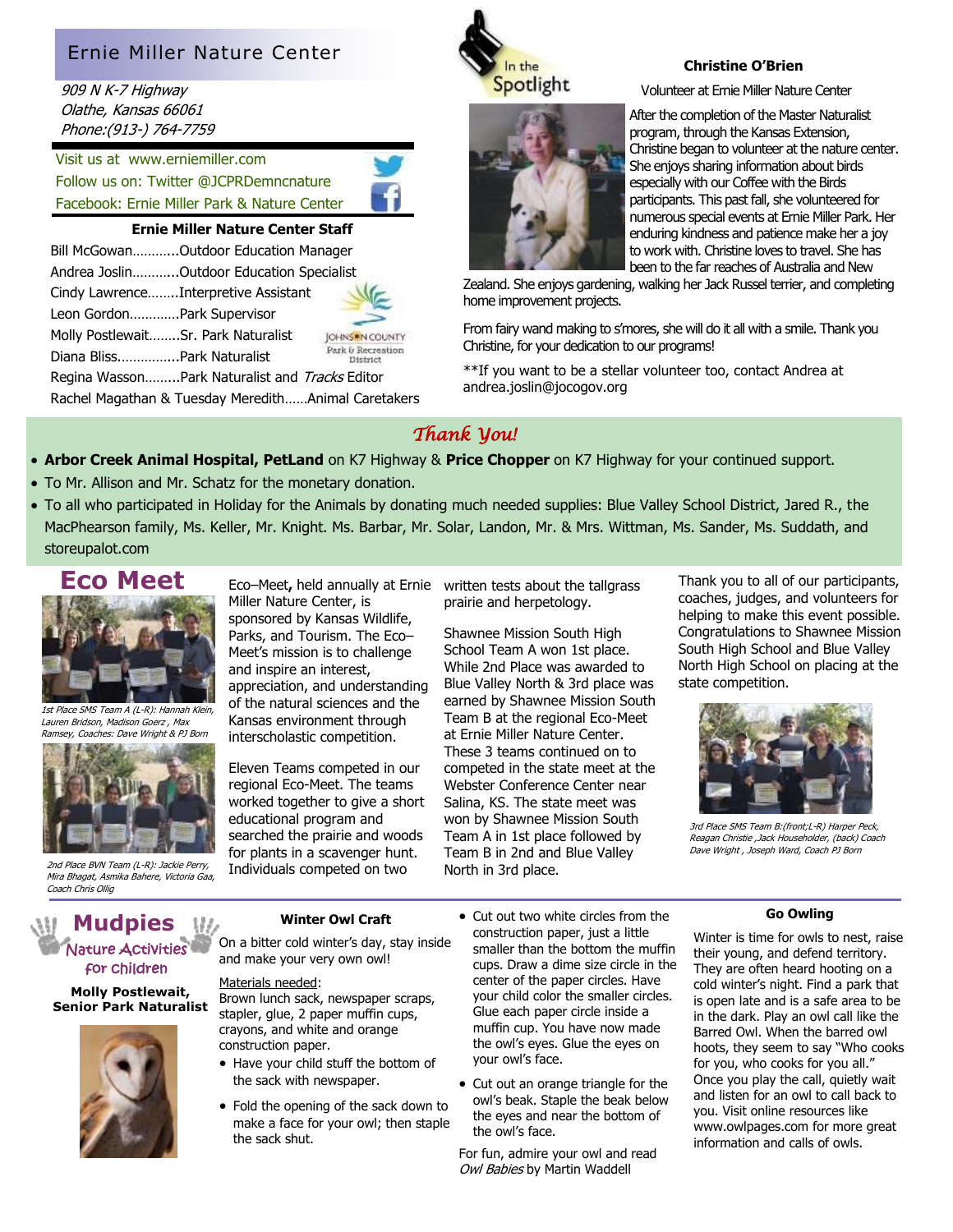## Ernie Miller Nature Center

*909 N K-7 Highway*
*Olathe, Kansas 66061*
*Phone:(913-) 764-7759*

Visit us at www.erniemiller.com
Follow us on: Twitter @JCPRDemncnature
Facebook: Ernie Miller Park & Nature Center

**Ernie Miller Nature Center Staff**

Bill McGowan………..Outdoor Education Manager
Andrea Joslin………..Outdoor Education Specialist
Cindy Lawrence……..Interpretive Assistant
Leon Gordon………….Park Supervisor
Molly Postlewait……..Sr. Park Naturalist
Diana Bliss……………Park Naturalist
Regina Wasson………Park Naturalist and *Tracks* Editor
Rachel Magathan & Tuesday Meredith……Animal Caretakers

Johnson County Park & Recreation District

## In the Spotlight

**Christine O'Brien**

Volunteer at Ernie Miller Nature Center

After the completion of the Master Naturalist program, through the Kansas Extension, Christine began to volunteer at the nature center. She enjoys sharing information about birds especially with our Coffee with the Birds participants. This past fall, she volunteered for numerous special events at Ernie Miller Park. Her enduring kindness and patience make her a joy to work with. Christine loves to travel. She has been to the far reaches of Australia and New Zealand. She enjoys gardening, walking her Jack Russel terrier, and completing home improvement projects.

From fairy wand making to s'mores, she will do it all with a smile. Thank you Christine, for your dedication to our programs!

**If you want to be a stellar volunteer too, contact Andrea at andrea.joslin@jocogov.org

## *Thank You!*

- **Arbor Creek Animal Hospital, PetLand** on K7 Highway & **Price Chopper** on K7 Highway for your continued support.
- To Mr. Allison and Mr. Schatz for the monetary donation.
- To all who participated in Holiday for the Animals by donating much needed supplies: Blue Valley School District, Jared R., the MacPhearson family, Ms. Keller, Mr. Knight. Ms. Barbar, Mr. Solar, Landon, Mr. & Mrs. Wittman, Ms. Sander, Ms. Suddath, and storeupalot.com

## Eco Meet

*1st Place SMS Team A (L-R): Hannah Klein, Lauren Bridson, Madison Goerz , Max Ramsey, Coaches: Dave Wright & PJ Born*

*2nd Place BVN Team (L-R): Jackie Perry, Mira Bhagat, Asmika Bahere, Victoria Gaa, Coach Chris Ollig*

Eco–Meet**,** held annually at Ernie Miller Nature Center, is sponsored by Kansas Wildlife, Parks, and Tourism. The Eco–Meet's mission is to challenge and inspire an interest, appreciation, and understanding of the natural sciences and the Kansas environment through interscholastic competition.

Eleven Teams competed in our regional Eco-Meet. The teams worked together to give a short educational program and searched the prairie and woods for plants in a scavenger hunt. Individuals competed on two written tests about the tallgrass prairie and herpetology.

Shawnee Mission South High School Team A won 1st place. While 2nd Place was awarded to Blue Valley North & 3rd place was earned by Shawnee Mission South Team B at the regional Eco-Meet at Ernie Miller Nature Center. These 3 teams continued on to competed in the state meet at the Webster Conference Center near Salina, KS. The state meet was won by Shawnee Mission South Team A in 1st place followed by Team B in 2nd and Blue Valley North in 3rd place.

Thank you to all of our participants, coaches, judges, and volunteers for helping to make this event possible. Congratulations to Shawnee Mission South High School and Blue Valley North High School on placing at the state competition.

*3rd Place SMS Team B:(front;L-R) Harper Peck, Reagan Christie ,Jack Householder, (back) Coach Dave Wright , Joseph Ward, Coach PJ Born*

## Mudpies

Nature Activities for Children

**Molly Postlewait, Senior Park Naturalist**

### Winter Owl Craft

On a bitter cold winter's day, stay inside and make your very own owl!

Materials needed:
Brown lunch sack, newspaper scraps, stapler, glue, 2 paper muffin cups, crayons, and white and orange construction paper.

- Have your child stuff the bottom of the sack with newspaper.
- Fold the opening of the sack down to make a face for your owl; then staple the sack shut.
- Cut out two white circles from the construction paper, just a little smaller than the bottom the muffin cups. Draw a dime size circle in the center of the paper circles. Have your child color the smaller circles. Glue each paper circle inside a muffin cup. You have now made the owl's eyes. Glue the eyes on your owl's face.
- Cut out an orange triangle for the owl's beak. Staple the beak below the eyes and near the bottom of the owl's face.

For fun, admire your owl and read *Owl Babies* by Martin Waddell

### Go Owling

Winter is time for owls to nest, raise their young, and defend territory. They are often heard hooting on a cold winter's night. Find a park that is open late and is a safe area to be in the dark. Play an owl call like the Barred Owl. When the barred owl hoots, they seem to say "Who cooks for you, who cooks for you all." Once you play the call, quietly wait and listen for an owl to call back to you. Visit online resources like www.owlpages.com for more great information and calls of owls.